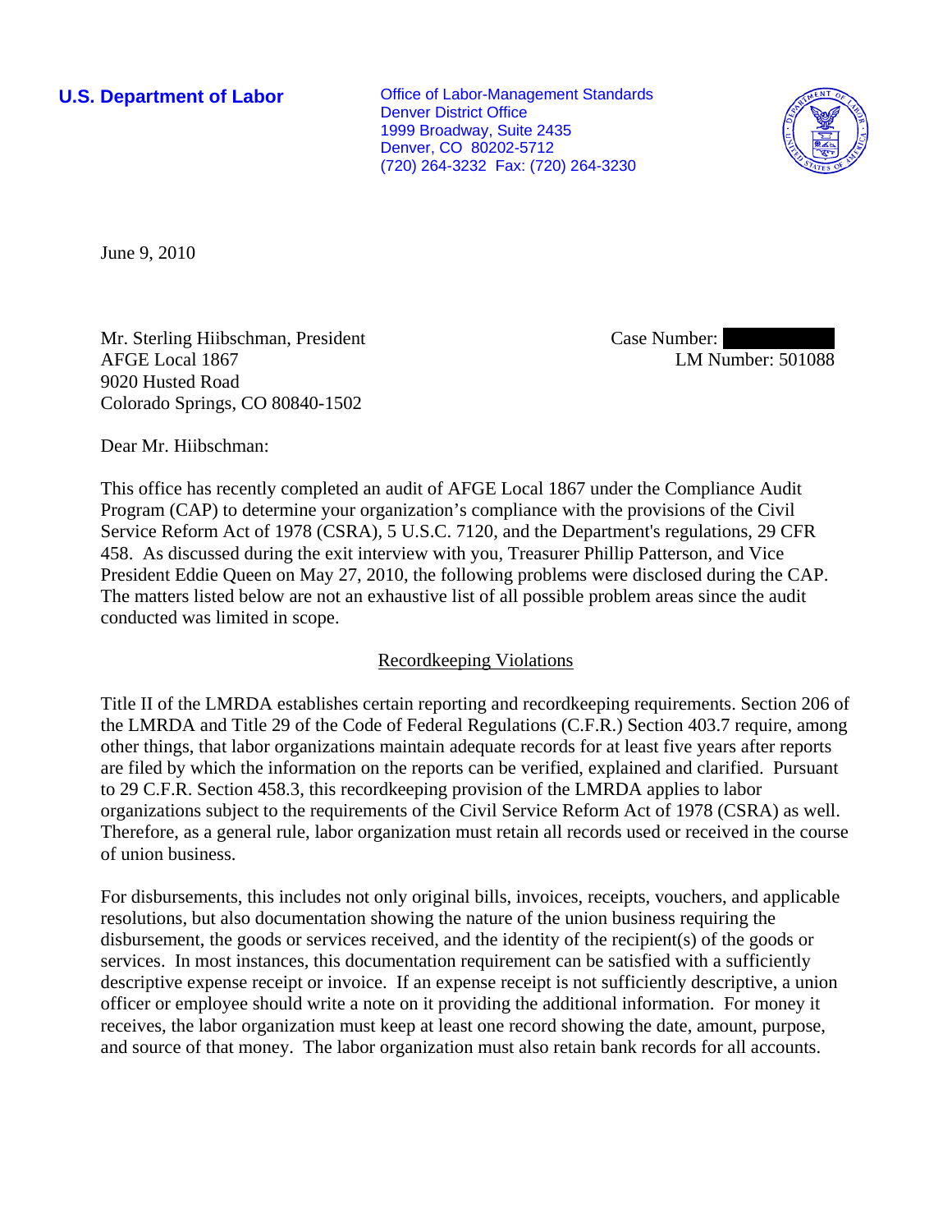**U.S. Department of Labor**

Office of Labor-Management Standards
Denver District Office
1999 Broadway, Suite 2435
Denver, CO 80202-5712
(720) 264-3232 Fax: (720) 264-3230

June 9, 2010

Mr. Sterling Hiibschman, President
AFGE Local 1867
9020 Husted Road
Colorado Springs, CO 80840-1502

Case Number:
LM Number: 501088

Dear Mr. Hiibschman:

This office has recently completed an audit of AFGE Local 1867 under the Compliance Audit Program (CAP) to determine your organization's compliance with the provisions of the Civil Service Reform Act of 1978 (CSRA), 5 U.S.C. 7120, and the Department's regulations, 29 CFR 458. As discussed during the exit interview with you, Treasurer Phillip Patterson, and Vice President Eddie Queen on May 27, 2010, the following problems were disclosed during the CAP. The matters listed below are not an exhaustive list of all possible problem areas since the audit conducted was limited in scope.

## Recordkeeping Violations

Title II of the LMRDA establishes certain reporting and recordkeeping requirements. Section 206 of the LMRDA and Title 29 of the Code of Federal Regulations (C.F.R.) Section 403.7 require, among other things, that labor organizations maintain adequate records for at least five years after reports are filed by which the information on the reports can be verified, explained and clarified. Pursuant to 29 C.F.R. Section 458.3, this recordkeeping provision of the LMRDA applies to labor organizations subject to the requirements of the Civil Service Reform Act of 1978 (CSRA) as well. Therefore, as a general rule, labor organization must retain all records used or received in the course of union business.

For disbursements, this includes not only original bills, invoices, receipts, vouchers, and applicable resolutions, but also documentation showing the nature of the union business requiring the disbursement, the goods or services received, and the identity of the recipient(s) of the goods or services. In most instances, this documentation requirement can be satisfied with a sufficiently descriptive expense receipt or invoice. If an expense receipt is not sufficiently descriptive, a union officer or employee should write a note on it providing the additional information. For money it receives, the labor organization must keep at least one record showing the date, amount, purpose, and source of that money. The labor organization must also retain bank records for all accounts.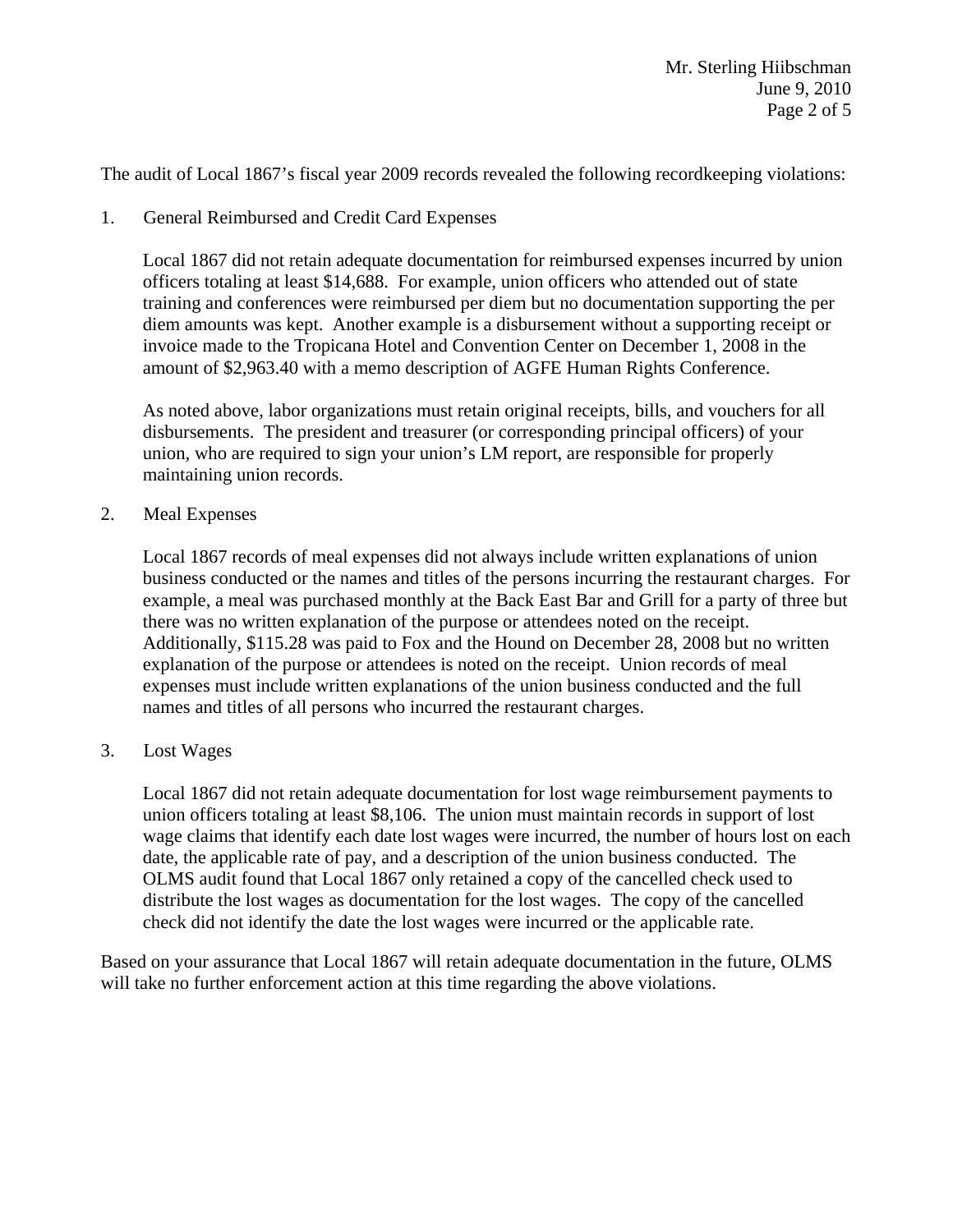The audit of Local 1867's fiscal year 2009 records revealed the following recordkeeping violations:

1. General Reimbursed and Credit Card Expenses

   Local 1867 did not retain adequate documentation for reimbursed expenses incurred by union officers totaling at least $14,688. For example, union officers who attended out of state training and conferences were reimbursed per diem but no documentation supporting the per diem amounts was kept. Another example is a disbursement without a supporting receipt or invoice made to the Tropicana Hotel and Convention Center on December 1, 2008 in the amount of $2,963.40 with a memo description of AGFE Human Rights Conference.

   As noted above, labor organizations must retain original receipts, bills, and vouchers for all disbursements. The president and treasurer (or corresponding principal officers) of your union, who are required to sign your union's LM report, are responsible for properly maintaining union records.

2. Meal Expenses

   Local 1867 records of meal expenses did not always include written explanations of union business conducted or the names and titles of the persons incurring the restaurant charges. For example, a meal was purchased monthly at the Back East Bar and Grill for a party of three but there was no written explanation of the purpose or attendees noted on the receipt. Additionally, $115.28 was paid to Fox and the Hound on December 28, 2008 but no written explanation of the purpose or attendees is noted on the receipt. Union records of meal expenses must include written explanations of the union business conducted and the full names and titles of all persons who incurred the restaurant charges.

3. Lost Wages

   Local 1867 did not retain adequate documentation for lost wage reimbursement payments to union officers totaling at least $8,106. The union must maintain records in support of lost wage claims that identify each date lost wages were incurred, the number of hours lost on each date, the applicable rate of pay, and a description of the union business conducted. The OLMS audit found that Local 1867 only retained a copy of the cancelled check used to distribute the lost wages as documentation for the lost wages. The copy of the cancelled check did not identify the date the lost wages were incurred or the applicable rate.

Based on your assurance that Local 1867 will retain adequate documentation in the future, OLMS will take no further enforcement action at this time regarding the above violations.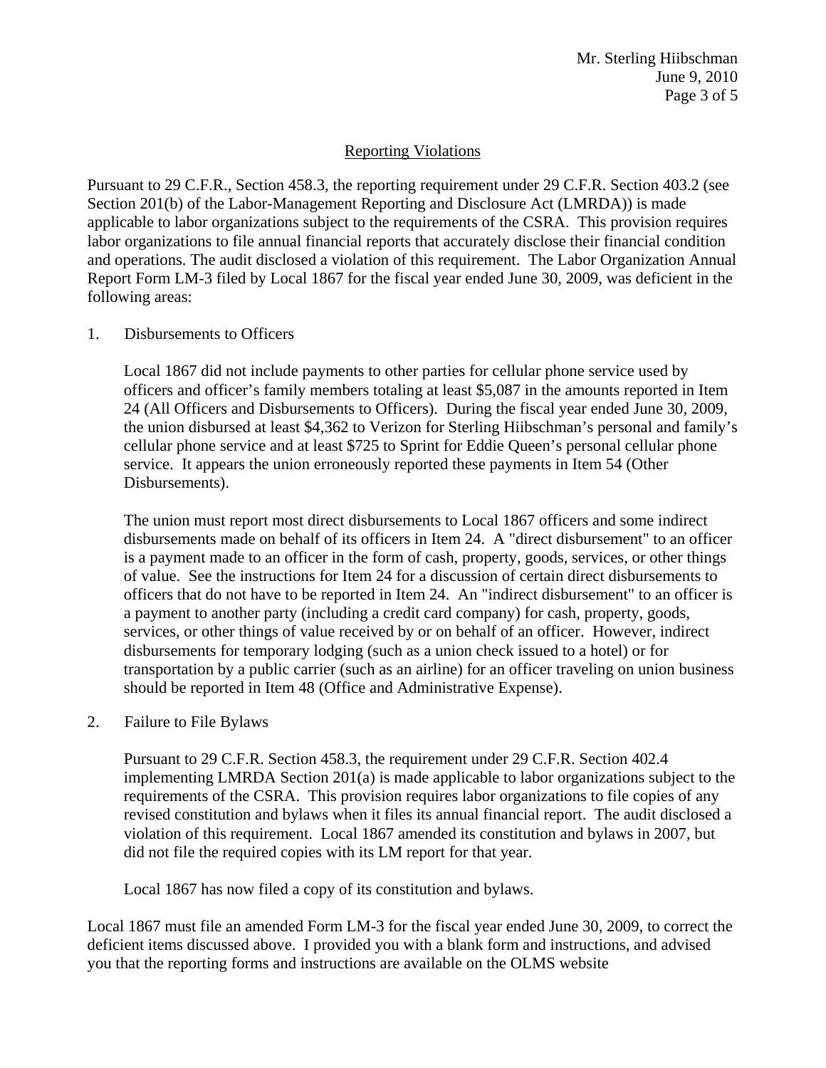## Reporting Violations

Pursuant to 29 C.F.R., Section 458.3, the reporting requirement under 29 C.F.R. Section 403.2 (see Section 201(b) of the Labor-Management Reporting and Disclosure Act (LMRDA)) is made applicable to labor organizations subject to the requirements of the CSRA. This provision requires labor organizations to file annual financial reports that accurately disclose their financial condition and operations. The audit disclosed a violation of this requirement. The Labor Organization Annual Report Form LM-3 filed by Local 1867 for the fiscal year ended June 30, 2009, was deficient in the following areas:

1. Disbursements to Officers

   Local 1867 did not include payments to other parties for cellular phone service used by officers and officer's family members totaling at least $5,087 in the amounts reported in Item 24 (All Officers and Disbursements to Officers). During the fiscal year ended June 30, 2009, the union disbursed at least $4,362 to Verizon for Sterling Hiibschman's personal and family's cellular phone service and at least $725 to Sprint for Eddie Queen's personal cellular phone service. It appears the union erroneously reported these payments in Item 54 (Other Disbursements).

   The union must report most direct disbursements to Local 1867 officers and some indirect disbursements made on behalf of its officers in Item 24. A "direct disbursement" to an officer is a payment made to an officer in the form of cash, property, goods, services, or other things of value. See the instructions for Item 24 for a discussion of certain direct disbursements to officers that do not have to be reported in Item 24. An "indirect disbursement" to an officer is a payment to another party (including a credit card company) for cash, property, goods, services, or other things of value received by or on behalf of an officer. However, indirect disbursements for temporary lodging (such as a union check issued to a hotel) or for transportation by a public carrier (such as an airline) for an officer traveling on union business should be reported in Item 48 (Office and Administrative Expense).

2. Failure to File Bylaws

   Pursuant to 29 C.F.R. Section 458.3, the requirement under 29 C.F.R. Section 402.4 implementing LMRDA Section 201(a) is made applicable to labor organizations subject to the requirements of the CSRA. This provision requires labor organizations to file copies of any revised constitution and bylaws when it files its annual financial report. The audit disclosed a violation of this requirement. Local 1867 amended its constitution and bylaws in 2007, but did not file the required copies with its LM report for that year.

   Local 1867 has now filed a copy of its constitution and bylaws.

Local 1867 must file an amended Form LM-3 for the fiscal year ended June 30, 2009, to correct the deficient items discussed above. I provided you with a blank form and instructions, and advised you that the reporting forms and instructions are available on the OLMS website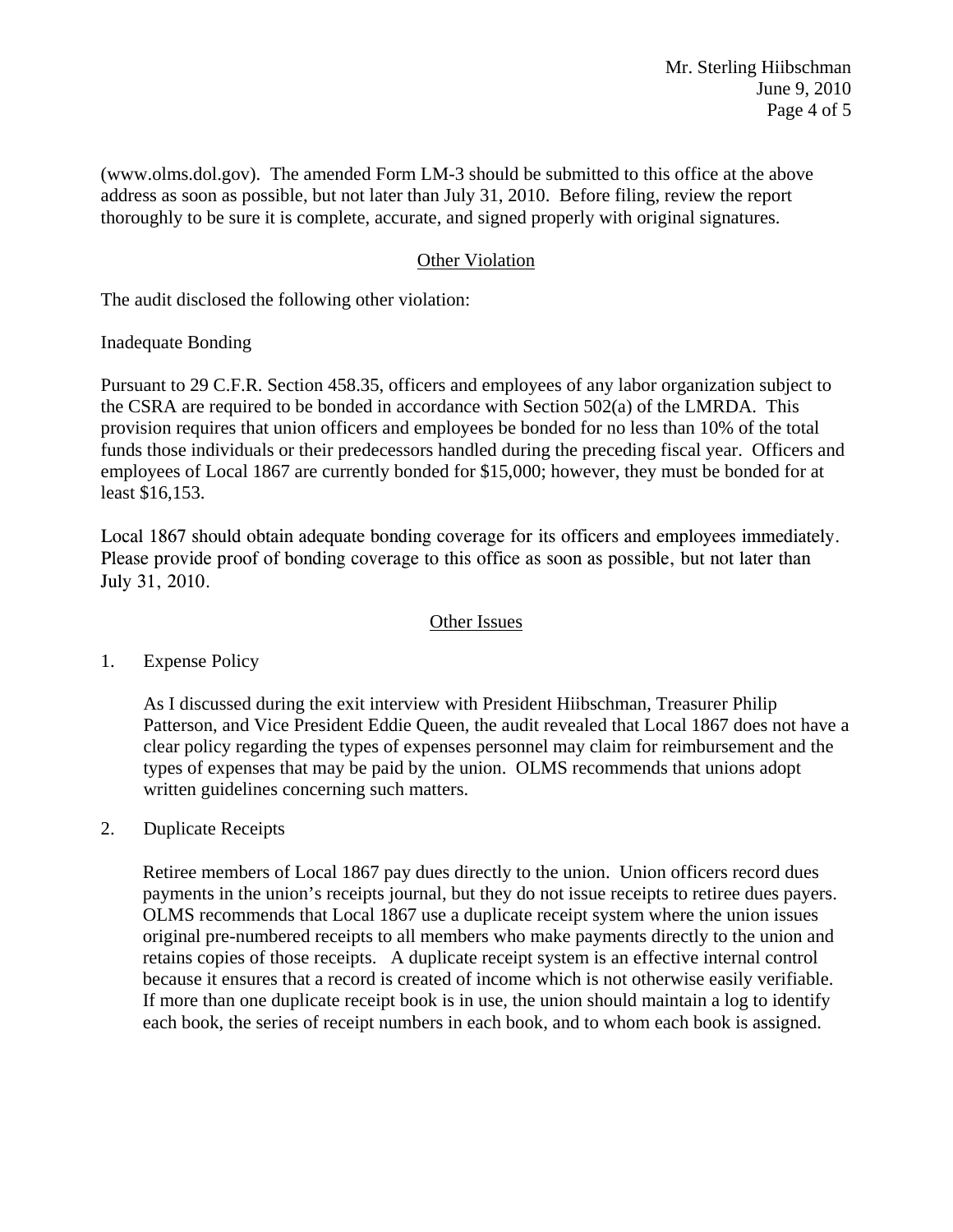(www.olms.dol.gov). The amended Form LM-3 should be submitted to this office at the above address as soon as possible, but not later than July 31, 2010. Before filing, review the report thoroughly to be sure it is complete, accurate, and signed properly with original signatures.

## Other Violation

The audit disclosed the following other violation:

Inadequate Bonding

Pursuant to 29 C.F.R. Section 458.35, officers and employees of any labor organization subject to the CSRA are required to be bonded in accordance with Section 502(a) of the LMRDA. This provision requires that union officers and employees be bonded for no less than 10% of the total funds those individuals or their predecessors handled during the preceding fiscal year. Officers and employees of Local 1867 are currently bonded for $15,000; however, they must be bonded for at least $16,153.

Local 1867 should obtain adequate bonding coverage for its officers and employees immediately. Please provide proof of bonding coverage to this office as soon as possible, but not later than July 31, 2010.

## Other Issues

1. Expense Policy

   As I discussed during the exit interview with President Hiibschman, Treasurer Philip Patterson, and Vice President Eddie Queen, the audit revealed that Local 1867 does not have a clear policy regarding the types of expenses personnel may claim for reimbursement and the types of expenses that may be paid by the union. OLMS recommends that unions adopt written guidelines concerning such matters.

2. Duplicate Receipts

   Retiree members of Local 1867 pay dues directly to the union. Union officers record dues payments in the union's receipts journal, but they do not issue receipts to retiree dues payers. OLMS recommends that Local 1867 use a duplicate receipt system where the union issues original pre-numbered receipts to all members who make payments directly to the union and retains copies of those receipts. A duplicate receipt system is an effective internal control because it ensures that a record is created of income which is not otherwise easily verifiable. If more than one duplicate receipt book is in use, the union should maintain a log to identify each book, the series of receipt numbers in each book, and to whom each book is assigned.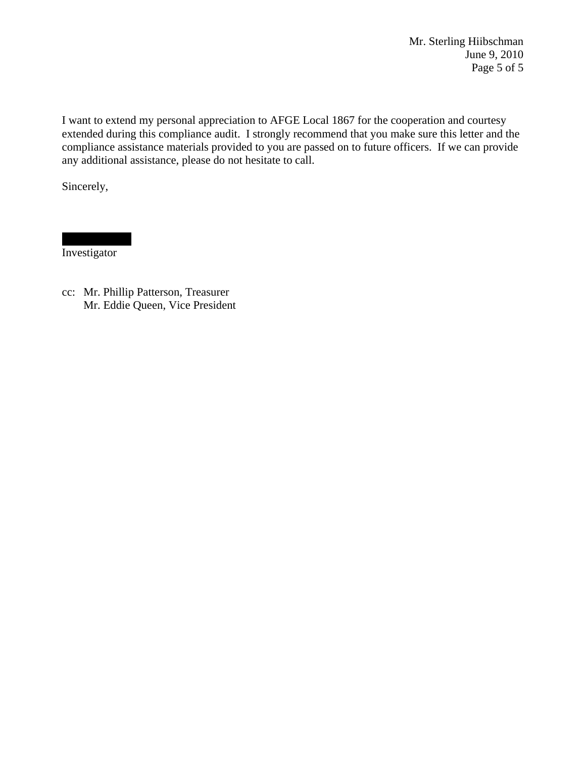I want to extend my personal appreciation to AFGE Local 1867 for the cooperation and courtesy extended during this compliance audit. I strongly recommend that you make sure this letter and the compliance assistance materials provided to you are passed on to future officers. If we can provide any additional assistance, please do not hesitate to call.

Sincerely,

Investigator

cc: Mr. Phillip Patterson, Treasurer
Mr. Eddie Queen, Vice President